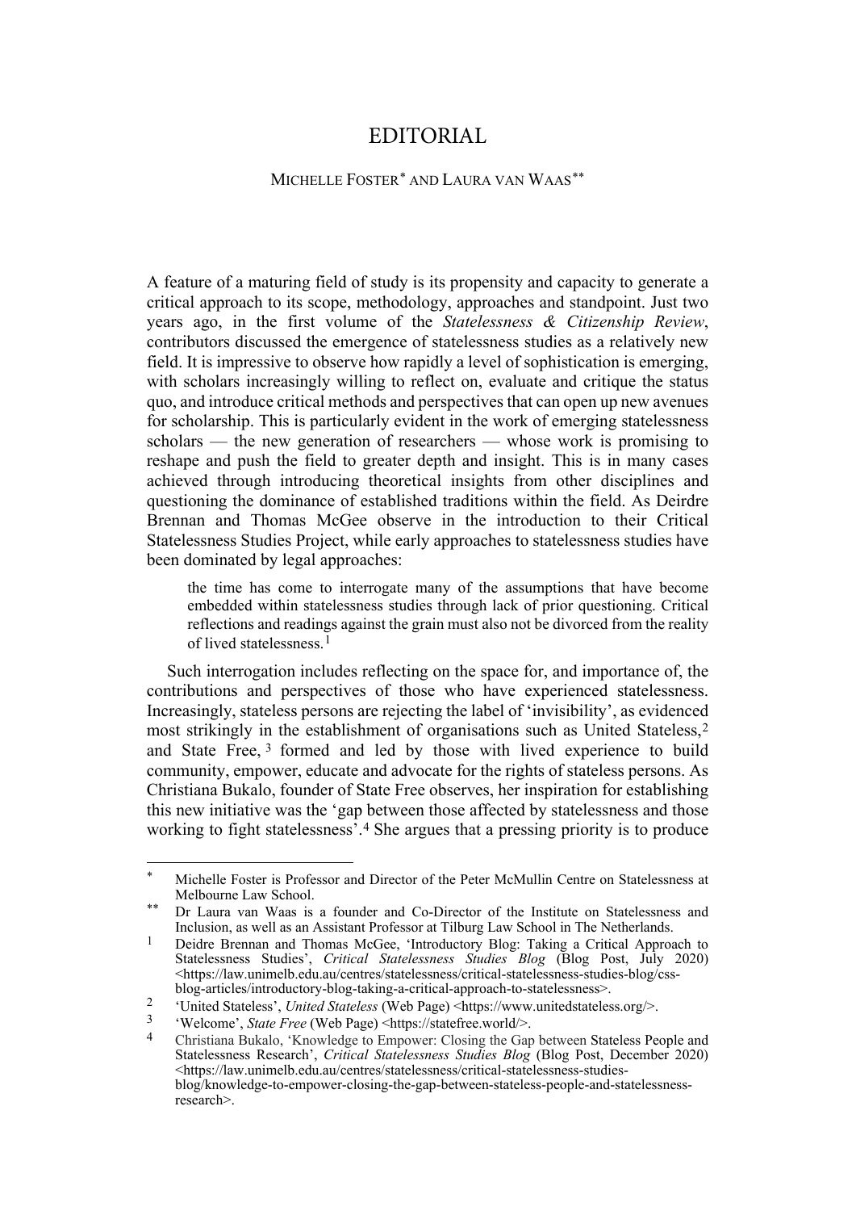# EDITORIAL

MICHELLE FOSTER[*] AND LAURA VAN WAAS[**]

A feature of a maturing field of study is its propensity and capacity to generate a critical approach to its scope, methodology, approaches and standpoint. Just two years ago, in the first volume of the *Statelessness & Citizenship Review*, contributors discussed the emergence of statelessness studies as a relatively new field. It is impressive to observe how rapidly a level of sophistication is emerging, with scholars increasingly willing to reflect on, evaluate and critique the status quo, and introduce critical methods and perspectives that can open up new avenues for scholarship. This is particularly evident in the work of emerging statelessness scholars — the new generation of researchers — whose work is promising to reshape and push the field to greater depth and insight. This is in many cases achieved through introducing theoretical insights from other disciplines and questioning the dominance of established traditions within the field. As Deirdre Brennan and Thomas McGee observe in the introduction to their Critical Statelessness Studies Project, while early approaches to statelessness studies have been dominated by legal approaches:

> the time has come to interrogate many of the assumptions that have become embedded within statelessness studies through lack of prior questioning. Critical reflections and readings against the grain must also not be divorced from the reality of lived statelessness.[1]

Such interrogation includes reflecting on the space for, and importance of, the contributions and perspectives of those who have experienced statelessness. Increasingly, stateless persons are rejecting the label of 'invisibility', as evidenced most strikingly in the establishment of organisations such as United Stateless,[2] and State Free,[3] formed and led by those with lived experience to build community, empower, educate and advocate for the rights of stateless persons. As Christiana Bukalo, founder of State Free observes, her inspiration for establishing this new initiative was the 'gap between those affected by statelessness and those working to fight statelessness'.[4] She argues that a pressing priority is to produce

---

[*] Michelle Foster is Professor and Director of the Peter McMullin Centre on Statelessness at Melbourne Law School.

[**] Dr Laura van Waas is a founder and Co-Director of the Institute on Statelessness and Inclusion, as well as an Assistant Professor at Tilburg Law School in The Netherlands.

[1] Deidre Brennan and Thomas McGee, 'Introductory Blog: Taking a Critical Approach to Statelessness Studies', *Critical Statelessness Studies Blog* (Blog Post, July 2020) <https://law.unimelb.edu.au/centres/statelessness/critical-statelessness-studies-blog/css-blog-articles/introductory-blog-taking-a-critical-approach-to-statelessness>.

[2] 'United Stateless', *United Stateless* (Web Page) <https://www.unitedstateless.org/>.

[3] 'Welcome', *State Free* (Web Page) <https://statefree.world/>.

[4] Christiana Bukalo, 'Knowledge to Empower: Closing the Gap between Stateless People and Statelessness Research', *Critical Statelessness Studies Blog* (Blog Post, December 2020) <https://law.unimelb.edu.au/centres/statelessness/critical-statelessness-studies-blog/knowledge-to-empower-closing-the-gap-between-stateless-people-and-statelessness-research>.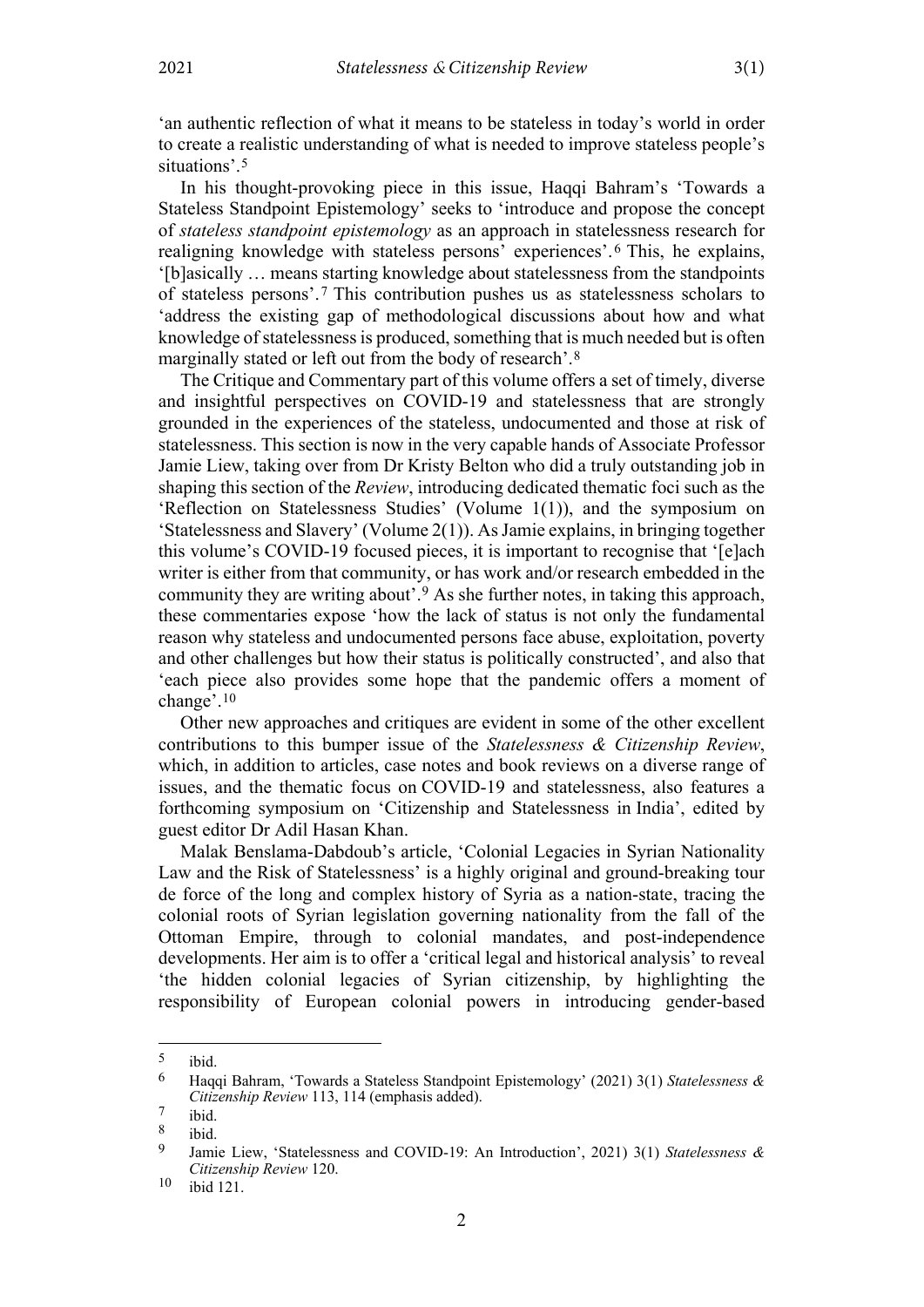'an authentic reflection of what it means to be stateless in today's world in order to create a realistic understanding of what is needed to improve stateless people's situations'.[5]

In his thought-provoking piece in this issue, Haqqi Bahram's 'Towards a Stateless Standpoint Epistemology' seeks to 'introduce and propose the concept of *stateless standpoint epistemology* as an approach in statelessness research for realigning knowledge with stateless persons' experiences'.[6] This, he explains, '[b]asically … means starting knowledge about statelessness from the standpoints of stateless persons'.[7] This contribution pushes us as statelessness scholars to 'address the existing gap of methodological discussions about how and what knowledge of statelessness is produced, something that is much needed but is often marginally stated or left out from the body of research'.[8]

The Critique and Commentary part of this volume offers a set of timely, diverse and insightful perspectives on COVID-19 and statelessness that are strongly grounded in the experiences of the stateless, undocumented and those at risk of statelessness. This section is now in the very capable hands of Associate Professor Jamie Liew, taking over from Dr Kristy Belton who did a truly outstanding job in shaping this section of the *Review*, introducing dedicated thematic foci such as the 'Reflection on Statelessness Studies' (Volume 1(1)), and the symposium on 'Statelessness and Slavery' (Volume 2(1)). As Jamie explains, in bringing together this volume's COVID-19 focused pieces, it is important to recognise that '[e]ach writer is either from that community, or has work and/or research embedded in the community they are writing about'.[9] As she further notes, in taking this approach, these commentaries expose 'how the lack of status is not only the fundamental reason why stateless and undocumented persons face abuse, exploitation, poverty and other challenges but how their status is politically constructed', and also that 'each piece also provides some hope that the pandemic offers a moment of change'.[10]

Other new approaches and critiques are evident in some of the other excellent contributions to this bumper issue of the *Statelessness & Citizenship Review*, which, in addition to articles, case notes and book reviews on a diverse range of issues, and the thematic focus on COVID-19 and statelessness, also features a forthcoming symposium on 'Citizenship and Statelessness in India', edited by guest editor Dr Adil Hasan Khan.

Malak Benslama-Dabdoub's article, 'Colonial Legacies in Syrian Nationality Law and the Risk of Statelessness' is a highly original and ground-breaking tour de force of the long and complex history of Syria as a nation-state, tracing the colonial roots of Syrian legislation governing nationality from the fall of the Ottoman Empire, through to colonial mandates, and post-independence developments. Her aim is to offer a 'critical legal and historical analysis' to reveal 'the hidden colonial legacies of Syrian citizenship, by highlighting the responsibility of European colonial powers in introducing gender-based

---

5 ibid.

6 Haqqi Bahram, 'Towards a Stateless Standpoint Epistemology' (2021) 3(1) *Statelessness & Citizenship Review* 113, 114 (emphasis added).

7 ibid.

8 ibid.

9 Jamie Liew, 'Statelessness and COVID-19: An Introduction', 2021) 3(1) *Statelessness & Citizenship Review* 120.

10 ibid 121.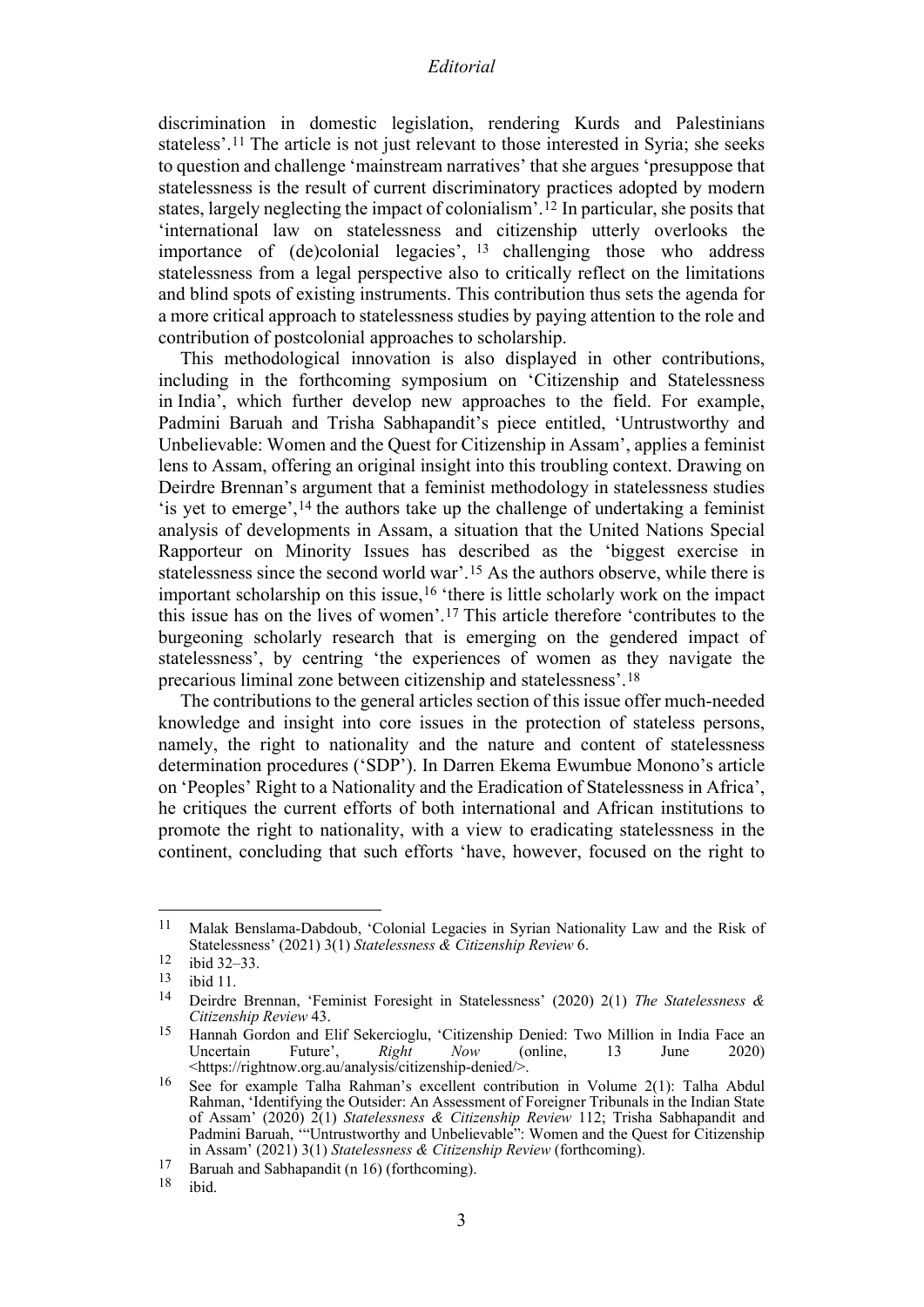discrimination in domestic legislation, rendering Kurds and Palestinians stateless'.[11] The article is not just relevant to those interested in Syria; she seeks to question and challenge 'mainstream narratives' that she argues 'presuppose that statelessness is the result of current discriminatory practices adopted by modern states, largely neglecting the impact of colonialism'.[12] In particular, she posits that 'international law on statelessness and citizenship utterly overlooks the importance of (de)colonial legacies', [13] challenging those who address statelessness from a legal perspective also to critically reflect on the limitations and blind spots of existing instruments. This contribution thus sets the agenda for a more critical approach to statelessness studies by paying attention to the role and contribution of postcolonial approaches to scholarship.

This methodological innovation is also displayed in other contributions, including in the forthcoming symposium on 'Citizenship and Statelessness in India', which further develop new approaches to the field. For example, Padmini Baruah and Trisha Sabhapandit's piece entitled, 'Untrustworthy and Unbelievable: Women and the Quest for Citizenship in Assam', applies a feminist lens to Assam, offering an original insight into this troubling context. Drawing on Deirdre Brennan's argument that a feminist methodology in statelessness studies 'is yet to emerge',[14] the authors take up the challenge of undertaking a feminist analysis of developments in Assam, a situation that the United Nations Special Rapporteur on Minority Issues has described as the 'biggest exercise in statelessness since the second world war'.[15] As the authors observe, while there is important scholarship on this issue,[16] 'there is little scholarly work on the impact this issue has on the lives of women'.[17] This article therefore 'contributes to the burgeoning scholarly research that is emerging on the gendered impact of statelessness', by centring 'the experiences of women as they navigate the precarious liminal zone between citizenship and statelessness'.[18]

The contributions to the general articles section of this issue offer much-needed knowledge and insight into core issues in the protection of stateless persons, namely, the right to nationality and the nature and content of statelessness determination procedures ('SDP'). In Darren Ekema Ewumbue Monono's article on 'Peoples' Right to a Nationality and the Eradication of Statelessness in Africa', he critiques the current efforts of both international and African institutions to promote the right to nationality, with a view to eradicating statelessness in the continent, concluding that such efforts 'have, however, focused on the right to

---

[11] Malak Benslama-Dabdoub, 'Colonial Legacies in Syrian Nationality Law and the Risk of Statelessness' (2021) 3(1) *Statelessness & Citizenship Review* 6.

[12] ibid 32–33.

[13] ibid 11.

[14] Deirdre Brennan, 'Feminist Foresight in Statelessness' (2020) 2(1) *The Statelessness & Citizenship Review* 43.

[15] Hannah Gordon and Elif Sekercioglu, 'Citizenship Denied: Two Million in India Face an Uncertain Future', *Right Now* (online, 13 June 2020) <https://rightnow.org.au/analysis/citizenship-denied/>.

[16] See for example Talha Rahman's excellent contribution in Volume 2(1): Talha Abdul Rahman, 'Identifying the Outsider: An Assessment of Foreigner Tribunals in the Indian State of Assam' (2020) 2(1) *Statelessness & Citizenship Review* 112; Trisha Sabhapandit and Padmini Baruah, '"Untrustworthy and Unbelievable": Women and the Quest for Citizenship in Assam' (2021) 3(1) *Statelessness & Citizenship Review* (forthcoming).

[17] Baruah and Sabhapandit (n 16) (forthcoming).

[18] ibid.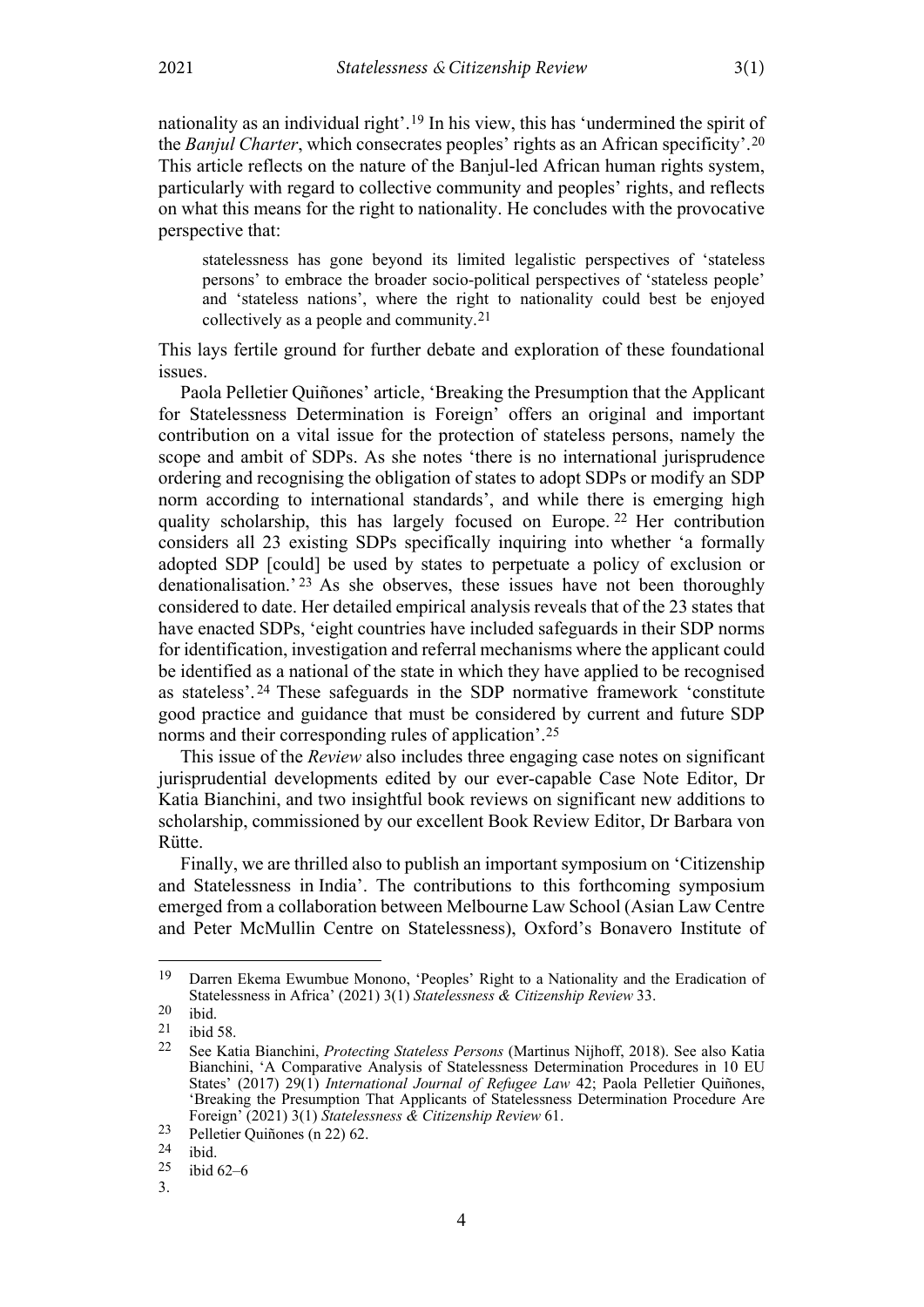nationality as an individual right'.[19] In his view, this has 'undermined the spirit of the *Banjul Charter*, which consecrates peoples' rights as an African specificity'.[20] This article reflects on the nature of the Banjul-led African human rights system, particularly with regard to collective community and peoples' rights, and reflects on what this means for the right to nationality. He concludes with the provocative perspective that:

> statelessness has gone beyond its limited legalistic perspectives of 'stateless persons' to embrace the broader socio-political perspectives of 'stateless people' and 'stateless nations', where the right to nationality could best be enjoyed collectively as a people and community.[21]

This lays fertile ground for further debate and exploration of these foundational issues.

Paola Pelletier Quiñones' article, 'Breaking the Presumption that the Applicant for Statelessness Determination is Foreign' offers an original and important contribution on a vital issue for the protection of stateless persons, namely the scope and ambit of SDPs. As she notes 'there is no international jurisprudence ordering and recognising the obligation of states to adopt SDPs or modify an SDP norm according to international standards', and while there is emerging high quality scholarship, this has largely focused on Europe.[22] Her contribution considers all 23 existing SDPs specifically inquiring into whether 'a formally adopted SDP [could] be used by states to perpetuate a policy of exclusion or denationalisation.'[23] As she observes, these issues have not been thoroughly considered to date. Her detailed empirical analysis reveals that of the 23 states that have enacted SDPs, 'eight countries have included safeguards in their SDP norms for identification, investigation and referral mechanisms where the applicant could be identified as a national of the state in which they have applied to be recognised as stateless'.[24] These safeguards in the SDP normative framework 'constitute good practice and guidance that must be considered by current and future SDP norms and their corresponding rules of application'.[25]

This issue of the *Review* also includes three engaging case notes on significant jurisprudential developments edited by our ever-capable Case Note Editor, Dr Katia Bianchini, and two insightful book reviews on significant new additions to scholarship, commissioned by our excellent Book Review Editor, Dr Barbara von Rütte.

Finally, we are thrilled also to publish an important symposium on 'Citizenship and Statelessness in India'. The contributions to this forthcoming symposium emerged from a collaboration between Melbourne Law School (Asian Law Centre and Peter McMullin Centre on Statelessness), Oxford's Bonavero Institute of

---

[19] Darren Ekema Ewumbue Monono, 'Peoples' Right to a Nationality and the Eradication of Statelessness in Africa' (2021) 3(1) *Statelessness & Citizenship Review* 33.

[20] ibid.

[21] ibid 58.

[22] See Katia Bianchini, *Protecting Stateless Persons* (Martinus Nijhoff, 2018). See also Katia Bianchini, 'A Comparative Analysis of Statelessness Determination Procedures in 10 EU States' (2017) 29(1) *International Journal of Refugee Law* 42; Paola Pelletier Quiñones, 'Breaking the Presumption That Applicants of Statelessness Determination Procedure Are Foreign' (2021) 3(1) *Statelessness & Citizenship Review* 61.

[23] Pelletier Quiñones (n 22) 62.

[24] ibid.

[25] ibid 62–6

3.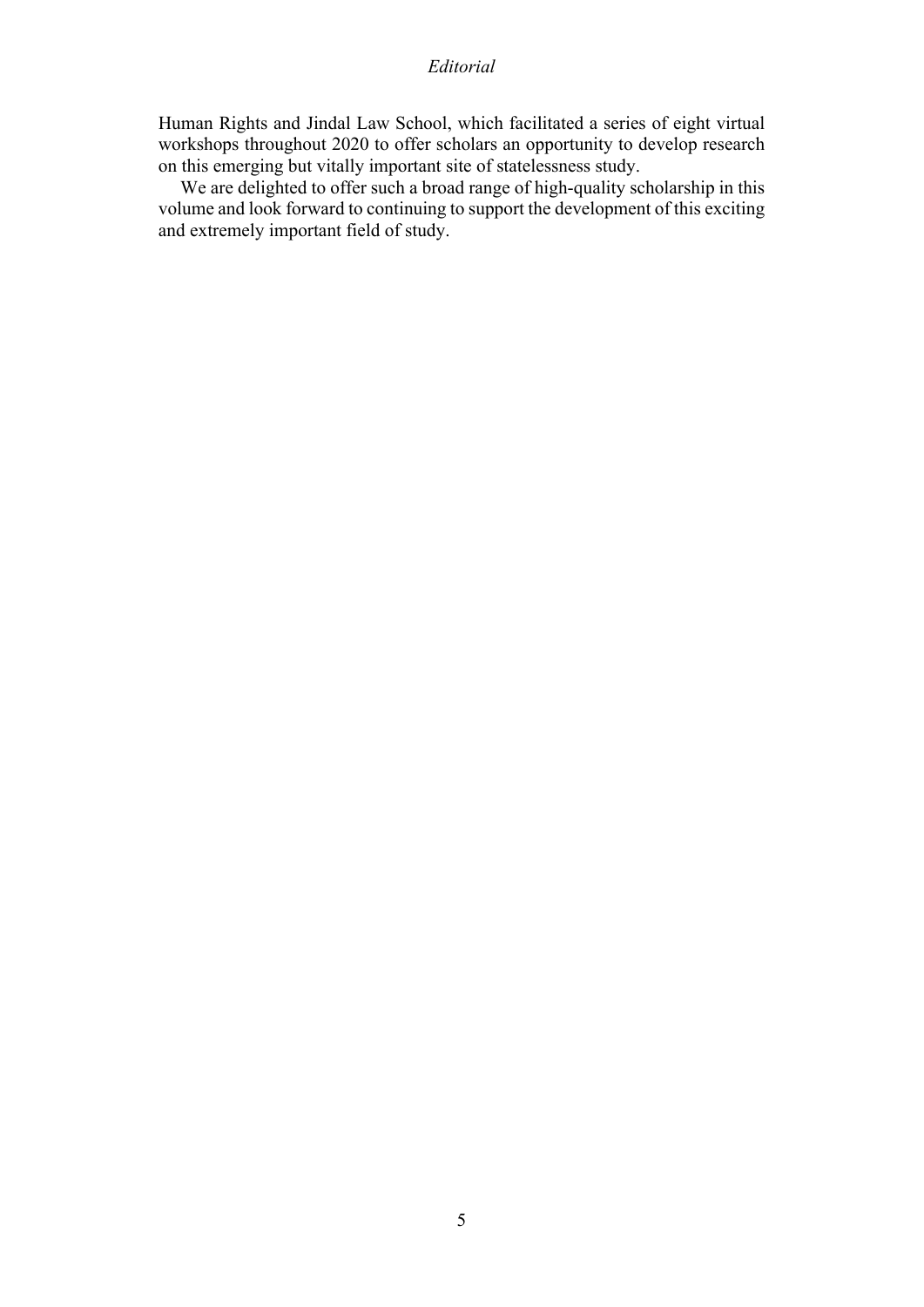Human Rights and Jindal Law School, which facilitated a series of eight virtual workshops throughout 2020 to offer scholars an opportunity to develop research on this emerging but vitally important site of statelessness study.

We are delighted to offer such a broad range of high-quality scholarship in this volume and look forward to continuing to support the development of this exciting and extremely important field of study.